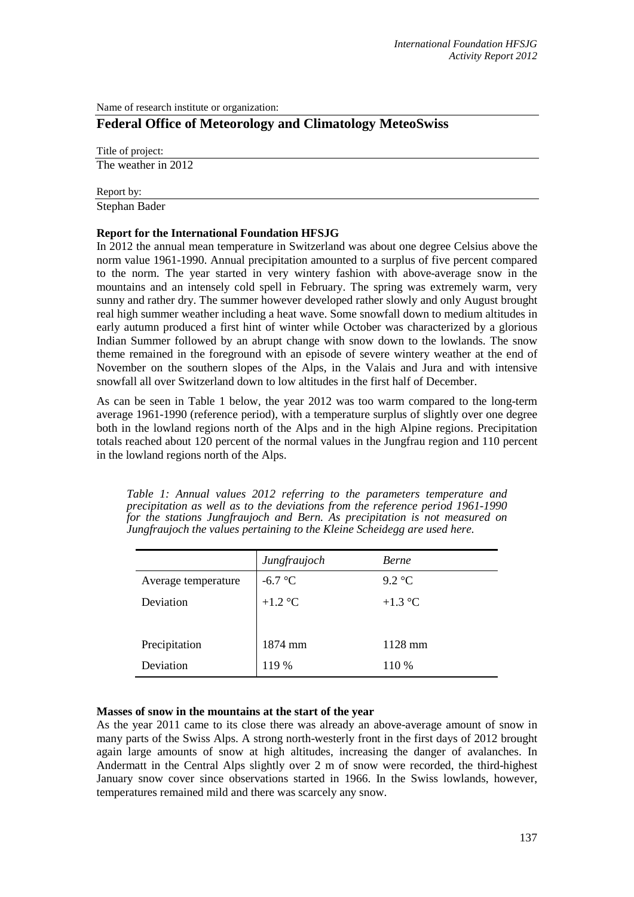Name of research institute or organization:

# Federal Office of Meteorology and Climatology MeteoSwiss

Title of project:

The weather in 2012

Report by:

Stephan Bader

**Report for the International Foundation HFSJG**

In 2012 the annual mean temperature in Switzerland was about one degree Celsius above the norm value 1961-1990. Annual precipitation amounted to a surplus of five percent compared to the norm. The year started in very wintery fashion with above-average snow in the mountains and an intensely cold spell in February. The spring was extremely warm, very sunny and rather dry. The summer however developed rather slowly and only August brought real high summer weather including a heat wave. Some snowfall down to medium altitudes in early autumn produced a first hint of winter while October was characterized by a glorious Indian Summer followed by an abrupt change with snow down to the lowlands. The snow theme remained in the foreground with an episode of severe wintery weather at the end of November on the southern slopes of the Alps, in the Valais and Jura and with intensive snowfall all over Switzerland down to low altitudes in the first half of December.

As can be seen in Table 1 below, the year 2012 was too warm compared to the long-term average 1961-1990 (reference period), with a temperature surplus of slightly over one degree both in the lowland regions north of the Alps and in the high Alpine regions. Precipitation totals reached about 120 percent of the normal values in the Jungfrau region and 110 percent in the lowland regions north of the Alps.

*Table 1: Annual values 2012 referring to the parameters temperature and precipitation as well as to the deviations from the reference period 1961-1990 for the stations Jungfraujoch and Bern. As precipitation is not measured on Jungfraujoch the values pertaining to the Kleine Scheidegg are used here.*

| | *Jungfraujoch* | *Berne* |
|---|---|---|
| Average temperature | -6.7 °C | 9.2 °C |
| Deviation | +1.2 °C | +1.3 °C |
| | | |
| Precipitation | 1874 mm | 1128 mm |
| Deviation | 119 % | 110 % |

**Masses of snow in the mountains at the start of the year**

As the year 2011 came to its close there was already an above-average amount of snow in many parts of the Swiss Alps. A strong north-westerly front in the first days of 2012 brought again large amounts of snow at high altitudes, increasing the danger of avalanches. In Andermatt in the Central Alps slightly over 2 m of snow were recorded, the third-highest January snow cover since observations started in 1966. In the Swiss lowlands, however, temperatures remained mild and there was scarcely any snow.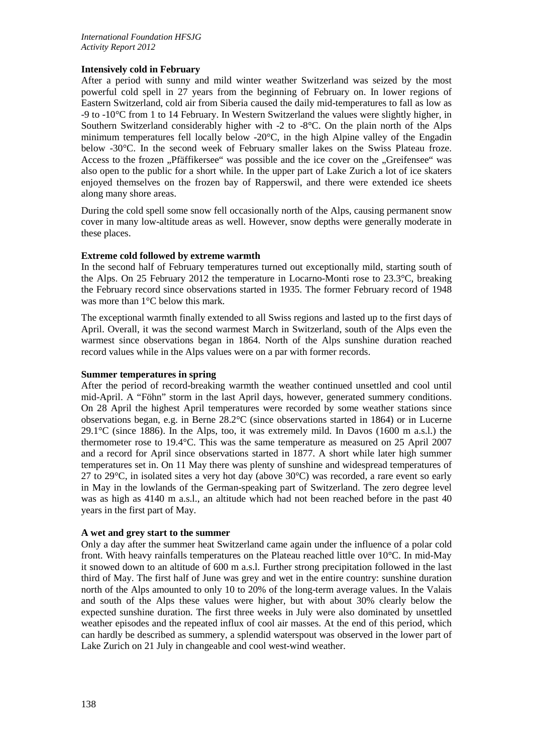**Intensively cold in February**

After a period with sunny and mild winter weather Switzerland was seized by the most powerful cold spell in 27 years from the beginning of February on. In lower regions of Eastern Switzerland, cold air from Siberia caused the daily mid-temperatures to fall as low as -9 to -10°C from 1 to 14 February. In Western Switzerland the values were slightly higher, in Southern Switzerland considerably higher with -2 to -8°C. On the plain north of the Alps minimum temperatures fell locally below -20°C, in the high Alpine valley of the Engadin below -30°C. In the second week of February smaller lakes on the Swiss Plateau froze. Access to the frozen „Pfäffikersee" was possible and the ice cover on the „Greifensee" was also open to the public for a short while. In the upper part of Lake Zurich a lot of ice skaters enjoyed themselves on the frozen bay of Rapperswil, and there were extended ice sheets along many shore areas.

During the cold spell some snow fell occasionally north of the Alps, causing permanent snow cover in many low-altitude areas as well. However, snow depths were generally moderate in these places.

**Extreme cold followed by extreme warmth**

In the second half of February temperatures turned out exceptionally mild, starting south of the Alps. On 25 February 2012 the temperature in Locarno-Monti rose to 23.3°C, breaking the February record since observations started in 1935. The former February record of 1948 was more than 1°C below this mark.

The exceptional warmth finally extended to all Swiss regions and lasted up to the first days of April. Overall, it was the second warmest March in Switzerland, south of the Alps even the warmest since observations began in 1864. North of the Alps sunshine duration reached record values while in the Alps values were on a par with former records.

**Summer temperatures in spring**

After the period of record-breaking warmth the weather continued unsettled and cool until mid-April. A "Föhn" storm in the last April days, however, generated summery conditions. On 28 April the highest April temperatures were recorded by some weather stations since observations began, e.g. in Berne 28.2°C (since observations started in 1864) or in Lucerne 29.1°C (since 1886). In the Alps, too, it was extremely mild. In Davos (1600 m a.s.l.) the thermometer rose to 19.4°C. This was the same temperature as measured on 25 April 2007 and a record for April since observations started in 1877. A short while later high summer temperatures set in. On 11 May there was plenty of sunshine and widespread temperatures of 27 to 29°C, in isolated sites a very hot day (above 30°C) was recorded, a rare event so early in May in the lowlands of the German-speaking part of Switzerland. The zero degree level was as high as 4140 m a.s.l., an altitude which had not been reached before in the past 40 years in the first part of May.

**A wet and grey start to the summer**

Only a day after the summer heat Switzerland came again under the influence of a polar cold front. With heavy rainfalls temperatures on the Plateau reached little over 10°C. In mid-May it snowed down to an altitude of 600 m a.s.l. Further strong precipitation followed in the last third of May. The first half of June was grey and wet in the entire country: sunshine duration north of the Alps amounted to only 10 to 20% of the long-term average values. In the Valais and south of the Alps these values were higher, but with about 30% clearly below the expected sunshine duration. The first three weeks in July were also dominated by unsettled weather episodes and the repeated influx of cool air masses. At the end of this period, which can hardly be described as summery, a splendid waterspout was observed in the lower part of Lake Zurich on 21 July in changeable and cool west-wind weather.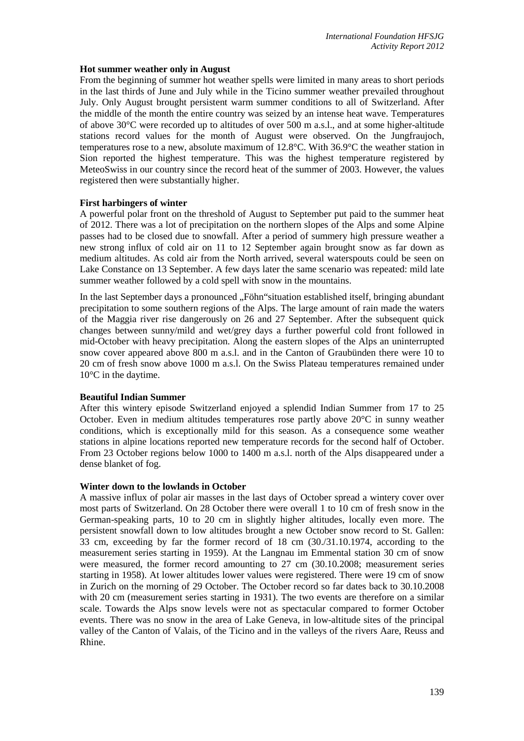**Hot summer weather only in August**

From the beginning of summer hot weather spells were limited in many areas to short periods in the last thirds of June and July while in the Ticino summer weather prevailed throughout July. Only August brought persistent warm summer conditions to all of Switzerland. After the middle of the month the entire country was seized by an intense heat wave. Temperatures of above 30°C were recorded up to altitudes of over 500 m a.s.l., and at some higher-altitude stations record values for the month of August were observed. On the Jungfraujoch, temperatures rose to a new, absolute maximum of 12.8°C. With 36.9°C the weather station in Sion reported the highest temperature. This was the highest temperature registered by MeteoSwiss in our country since the record heat of the summer of 2003. However, the values registered then were substantially higher.

**First harbingers of winter**

A powerful polar front on the threshold of August to September put paid to the summer heat of 2012. There was a lot of precipitation on the northern slopes of the Alps and some Alpine passes had to be closed due to snowfall. After a period of summery high pressure weather a new strong influx of cold air on 11 to 12 September again brought snow as far down as medium altitudes. As cold air from the North arrived, several waterspouts could be seen on Lake Constance on 13 September. A few days later the same scenario was repeated: mild late summer weather followed by a cold spell with snow in the mountains.

In the last September days a pronounced „Föhn"situation established itself, bringing abundant precipitation to some southern regions of the Alps. The large amount of rain made the waters of the Maggia river rise dangerously on 26 and 27 September. After the subsequent quick changes between sunny/mild and wet/grey days a further powerful cold front followed in mid-October with heavy precipitation. Along the eastern slopes of the Alps an uninterrupted snow cover appeared above 800 m a.s.l. and in the Canton of Graubünden there were 10 to 20 cm of fresh snow above 1000 m a.s.l. On the Swiss Plateau temperatures remained under 10°C in the daytime.

**Beautiful Indian Summer**

After this wintery episode Switzerland enjoyed a splendid Indian Summer from 17 to 25 October. Even in medium altitudes temperatures rose partly above 20°C in sunny weather conditions, which is exceptionally mild for this season. As a consequence some weather stations in alpine locations reported new temperature records for the second half of October. From 23 October regions below 1000 to 1400 m a.s.l. north of the Alps disappeared under a dense blanket of fog.

**Winter down to the lowlands in October**

A massive influx of polar air masses in the last days of October spread a wintery cover over most parts of Switzerland. On 28 October there were overall 1 to 10 cm of fresh snow in the German-speaking parts, 10 to 20 cm in slightly higher altitudes, locally even more. The persistent snowfall down to low altitudes brought a new October snow record to St. Gallen: 33 cm, exceeding by far the former record of 18 cm (30./31.10.1974, according to the measurement series starting in 1959). At the Langnau im Emmental station 30 cm of snow were measured, the former record amounting to 27 cm (30.10.2008; measurement series starting in 1958). At lower altitudes lower values were registered. There were 19 cm of snow in Zurich on the morning of 29 October. The October record so far dates back to 30.10.2008 with 20 cm (measurement series starting in 1931). The two events are therefore on a similar scale. Towards the Alps snow levels were not as spectacular compared to former October events. There was no snow in the area of Lake Geneva, in low-altitude sites of the principal valley of the Canton of Valais, of the Ticino and in the valleys of the rivers Aare, Reuss and Rhine.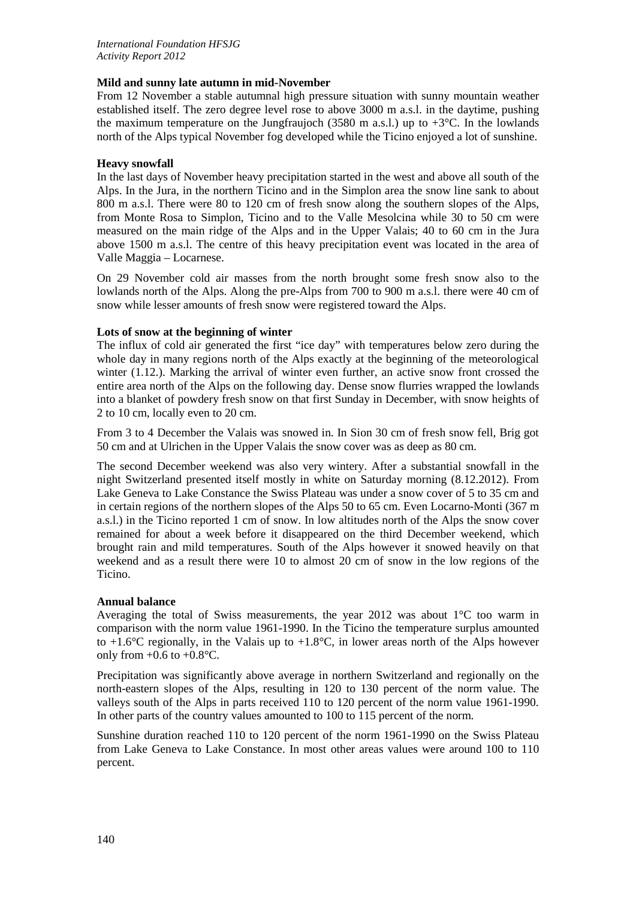**Mild and sunny late autumn in mid-November**

From 12 November a stable autumnal high pressure situation with sunny mountain weather established itself. The zero degree level rose to above 3000 m a.s.l. in the daytime, pushing the maximum temperature on the Jungfraujoch (3580 m a.s.l.) up to +3°C. In the lowlands north of the Alps typical November fog developed while the Ticino enjoyed a lot of sunshine.

**Heavy snowfall**

In the last days of November heavy precipitation started in the west and above all south of the Alps. In the Jura, in the northern Ticino and in the Simplon area the snow line sank to about 800 m a.s.l. There were 80 to 120 cm of fresh snow along the southern slopes of the Alps, from Monte Rosa to Simplon, Ticino and to the Valle Mesolcina while 30 to 50 cm were measured on the main ridge of the Alps and in the Upper Valais; 40 to 60 cm in the Jura above 1500 m a.s.l. The centre of this heavy precipitation event was located in the area of Valle Maggia – Locarnese.

On 29 November cold air masses from the north brought some fresh snow also to the lowlands north of the Alps. Along the pre-Alps from 700 to 900 m a.s.l. there were 40 cm of snow while lesser amounts of fresh snow were registered toward the Alps.

**Lots of snow at the beginning of winter**

The influx of cold air generated the first "ice day" with temperatures below zero during the whole day in many regions north of the Alps exactly at the beginning of the meteorological winter (1.12.). Marking the arrival of winter even further, an active snow front crossed the entire area north of the Alps on the following day. Dense snow flurries wrapped the lowlands into a blanket of powdery fresh snow on that first Sunday in December, with snow heights of 2 to 10 cm, locally even to 20 cm.

From 3 to 4 December the Valais was snowed in. In Sion 30 cm of fresh snow fell, Brig got 50 cm and at Ulrichen in the Upper Valais the snow cover was as deep as 80 cm.

The second December weekend was also very wintery. After a substantial snowfall in the night Switzerland presented itself mostly in white on Saturday morning (8.12.2012). From Lake Geneva to Lake Constance the Swiss Plateau was under a snow cover of 5 to 35 cm and in certain regions of the northern slopes of the Alps 50 to 65 cm. Even Locarno-Monti (367 m a.s.l.) in the Ticino reported 1 cm of snow. In low altitudes north of the Alps the snow cover remained for about a week before it disappeared on the third December weekend, which brought rain and mild temperatures. South of the Alps however it snowed heavily on that weekend and as a result there were 10 to almost 20 cm of snow in the low regions of the Ticino.

**Annual balance**

Averaging the total of Swiss measurements, the year 2012 was about 1°C too warm in comparison with the norm value 1961-1990. In the Ticino the temperature surplus amounted to +1.6°C regionally, in the Valais up to +1.8°C, in lower areas north of the Alps however only from +0.6 to +0.8°C.

Precipitation was significantly above average in northern Switzerland and regionally on the north-eastern slopes of the Alps, resulting in 120 to 130 percent of the norm value. The valleys south of the Alps in parts received 110 to 120 percent of the norm value 1961-1990. In other parts of the country values amounted to 100 to 115 percent of the norm.

Sunshine duration reached 110 to 120 percent of the norm 1961-1990 on the Swiss Plateau from Lake Geneva to Lake Constance. In most other areas values were around 100 to 110 percent.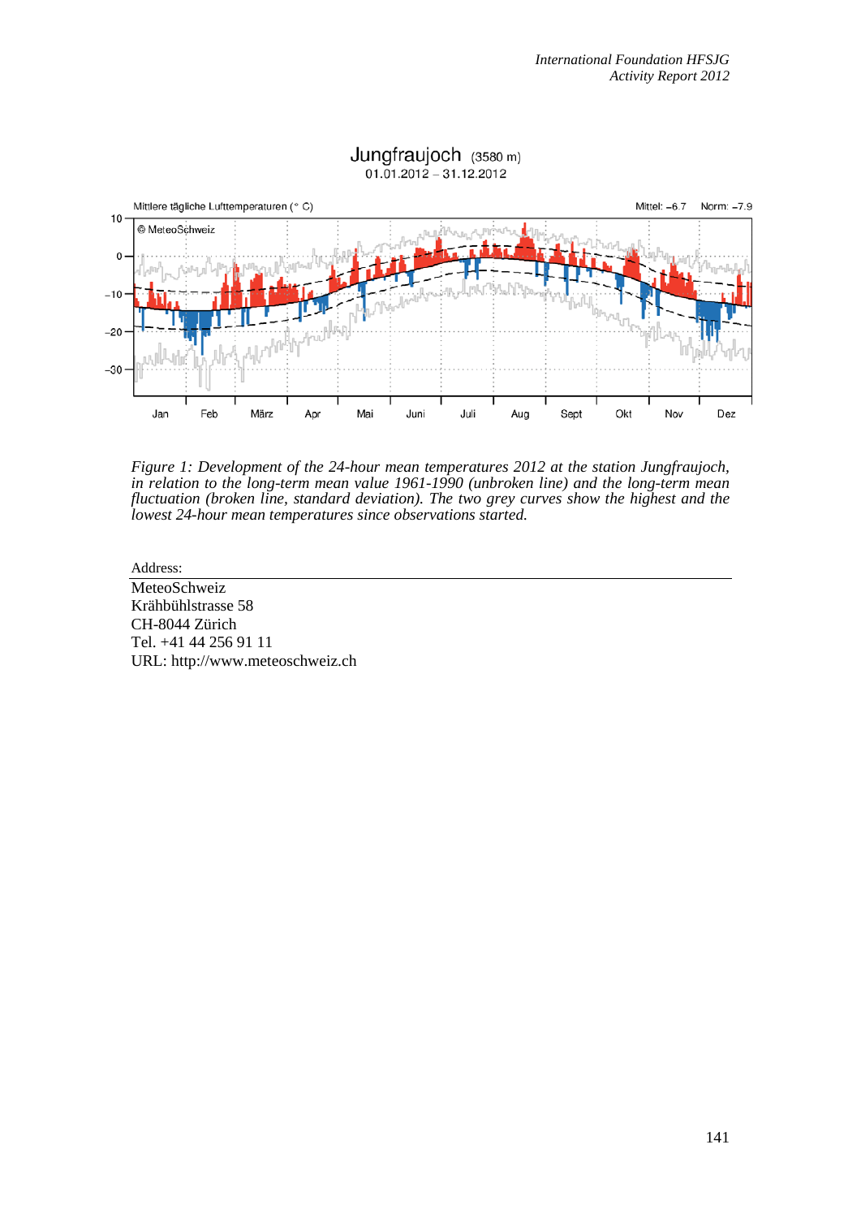Jungfraujoch (3580 m)
01.01.2012 – 31.12.2012

Mittlere tägliche Lufttemperaturen (° C)

Mittel: −6.7 Norm: −7.9

© MeteoSchweiz

10
0
−10
−20
−30

Jan Feb März Apr Mai Juni Juli Aug Sept Okt Nov Dez

*Figure 1: Development of the 24-hour mean temperatures 2012 at the station Jungfraujoch, in relation to the long-term mean value 1961-1990 (unbroken line) and the long-term mean fluctuation (broken line, standard deviation). The two grey curves show the highest and the lowest 24-hour mean temperatures since observations started.*

Address:

MeteoSchweiz
Krähbühlstrasse 58
CH-8044 Zürich
Tel. +41 44 256 91 11
URL: http://www.meteoschweiz.ch